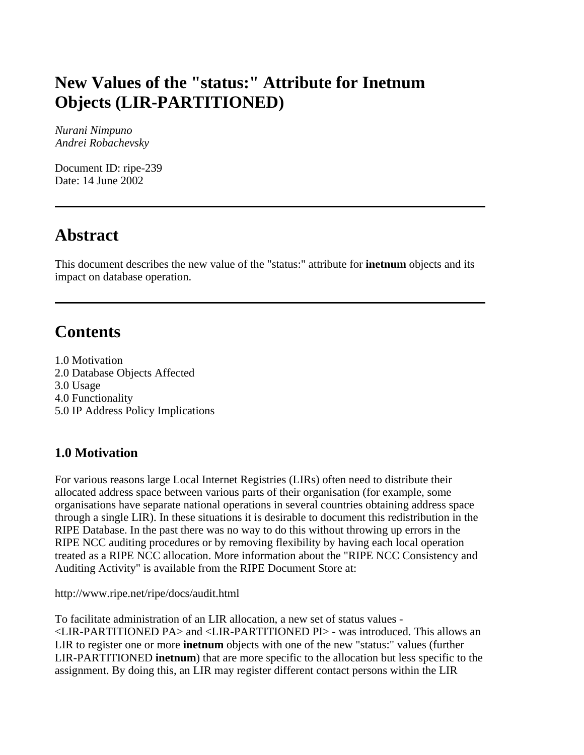# New Values of the "status:" Attribute for Inetnum Objects (LIR-PARTITIONED)

*Nurani Nimpuno*
*Andrei Robachevsky*

Document ID: ripe-239
Date: 14 June 2002

---

## Abstract

This document describes the new value of the "status:" attribute for **inetnum** objects and its impact on database operation.

---

## Contents

1.0 Motivation
2.0 Database Objects Affected
3.0 Usage
4.0 Functionality
5.0 IP Address Policy Implications

### 1.0 Motivation

For various reasons large Local Internet Registries (LIRs) often need to distribute their allocated address space between various parts of their organisation (for example, some organisations have separate national operations in several countries obtaining address space through a single LIR). In these situations it is desirable to document this redistribution in the RIPE Database. In the past there was no way to do this without throwing up errors in the RIPE NCC auditing procedures or by removing flexibility by having each local operation treated as a RIPE NCC allocation. More information about the "RIPE NCC Consistency and Auditing Activity" is available from the RIPE Document Store at:

http://www.ripe.net/ripe/docs/audit.html

To facilitate administration of an LIR allocation, a new set of status values - <LIR-PARTITIONED PA> and <LIR-PARTITIONED PI> - was introduced. This allows an LIR to register one or more **inetnum** objects with one of the new "status:" values (further LIR-PARTITIONED **inetnum**) that are more specific to the allocation but less specific to the assignment. By doing this, an LIR may register different contact persons within the LIR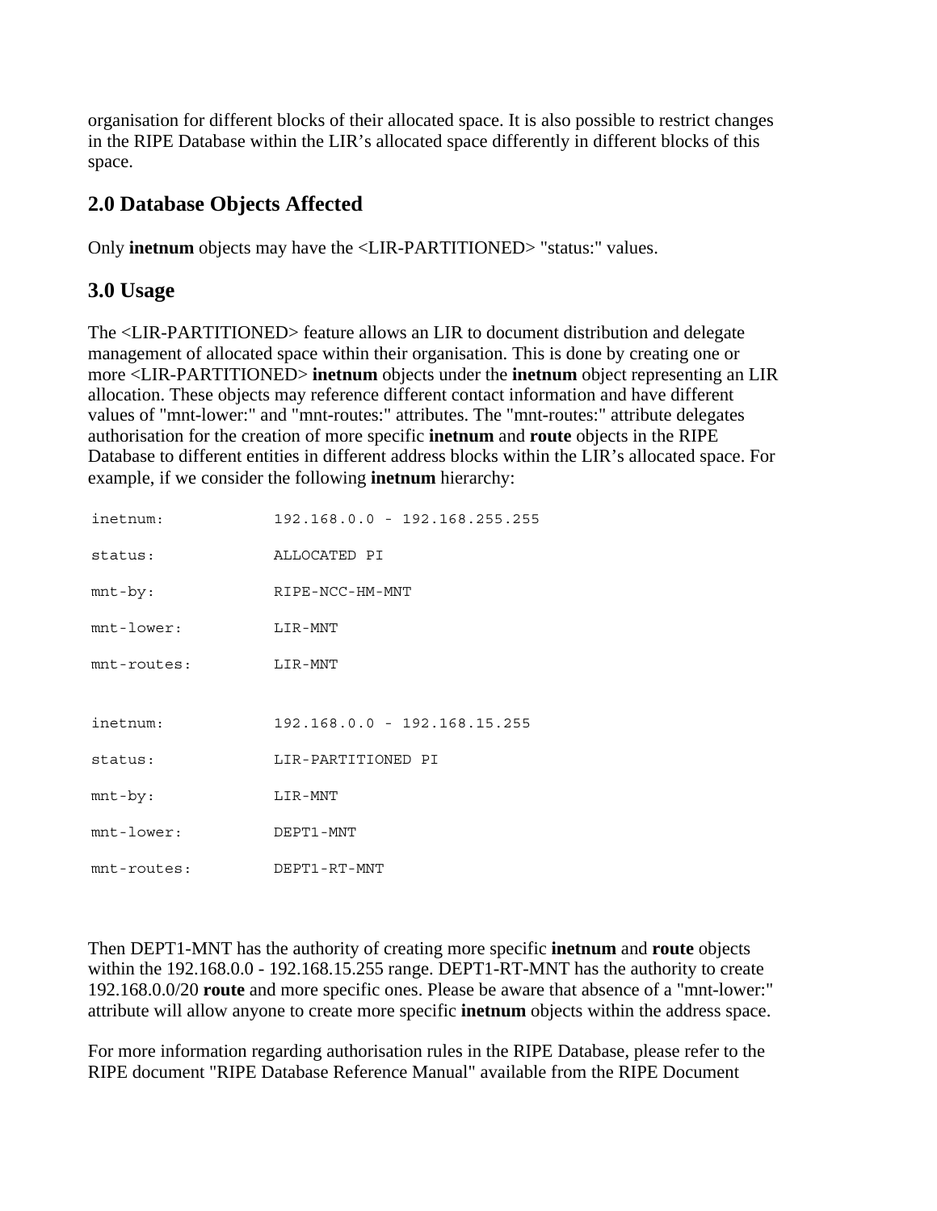organisation for different blocks of their allocated space. It is also possible to restrict changes in the RIPE Database within the LIR's allocated space differently in different blocks of this space.

## 2.0 Database Objects Affected

Only **inetnum** objects may have the <LIR-PARTITIONED> "status:" values.

## 3.0 Usage

The <LIR-PARTITIONED> feature allows an LIR to document distribution and delegate management of allocated space within their organisation. This is done by creating one or more <LIR-PARTITIONED> **inetnum** objects under the **inetnum** object representing an LIR allocation. These objects may reference different contact information and have different values of "mnt-lower:" and "mnt-routes:" attributes. The "mnt-routes:" attribute delegates authorisation for the creation of more specific **inetnum** and **route** objects in the RIPE Database to different entities in different address blocks within the LIR's allocated space. For example, if we consider the following **inetnum** hierarchy:

```
inetnum:          192.168.0.0 - 192.168.255.255
status:           ALLOCATED PI
mnt-by:           RIPE-NCC-HM-MNT
mnt-lower:        LIR-MNT
mnt-routes:       LIR-MNT

inetnum:          192.168.0.0 - 192.168.15.255
status:           LIR-PARTITIONED PI
mnt-by:           LIR-MNT
mnt-lower:        DEPT1-MNT
mnt-routes:       DEPT1-RT-MNT
```

Then DEPT1-MNT has the authority of creating more specific **inetnum** and **route** objects within the 192.168.0.0 - 192.168.15.255 range. DEPT1-RT-MNT has the authority to create 192.168.0.0/20 **route** and more specific ones. Please be aware that absence of a "mnt-lower:" attribute will allow anyone to create more specific **inetnum** objects within the address space.

For more information regarding authorisation rules in the RIPE Database, please refer to the RIPE document "RIPE Database Reference Manual" available from the RIPE Document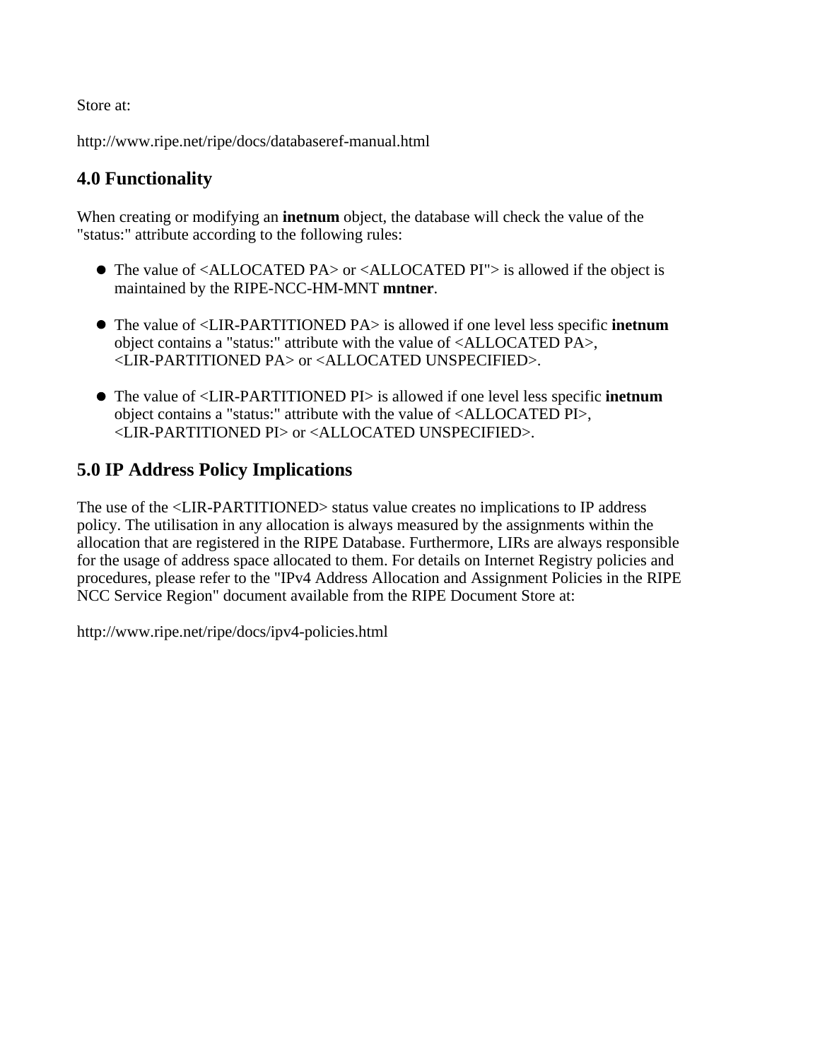Store at:

http://www.ripe.net/ripe/docs/databaseref-manual.html

## 4.0 Functionality

When creating or modifying an **inetnum** object, the database will check the value of the "status:" attribute according to the following rules:

- The value of <ALLOCATED PA> or <ALLOCATED PI"> is allowed if the object is maintained by the RIPE-NCC-HM-MNT **mntner**.
- The value of <LIR-PARTITIONED PA> is allowed if one level less specific **inetnum** object contains a "status:" attribute with the value of <ALLOCATED PA>, <LIR-PARTITIONED PA> or <ALLOCATED UNSPECIFIED>.
- The value of <LIR-PARTITIONED PI> is allowed if one level less specific **inetnum** object contains a "status:" attribute with the value of <ALLOCATED PI>, <LIR-PARTITIONED PI> or <ALLOCATED UNSPECIFIED>.

## 5.0 IP Address Policy Implications

The use of the <LIR-PARTITIONED> status value creates no implications to IP address policy. The utilisation in any allocation is always measured by the assignments within the allocation that are registered in the RIPE Database. Furthermore, LIRs are always responsible for the usage of address space allocated to them. For details on Internet Registry policies and procedures, please refer to the "IPv4 Address Allocation and Assignment Policies in the RIPE NCC Service Region" document available from the RIPE Document Store at:

http://www.ripe.net/ripe/docs/ipv4-policies.html